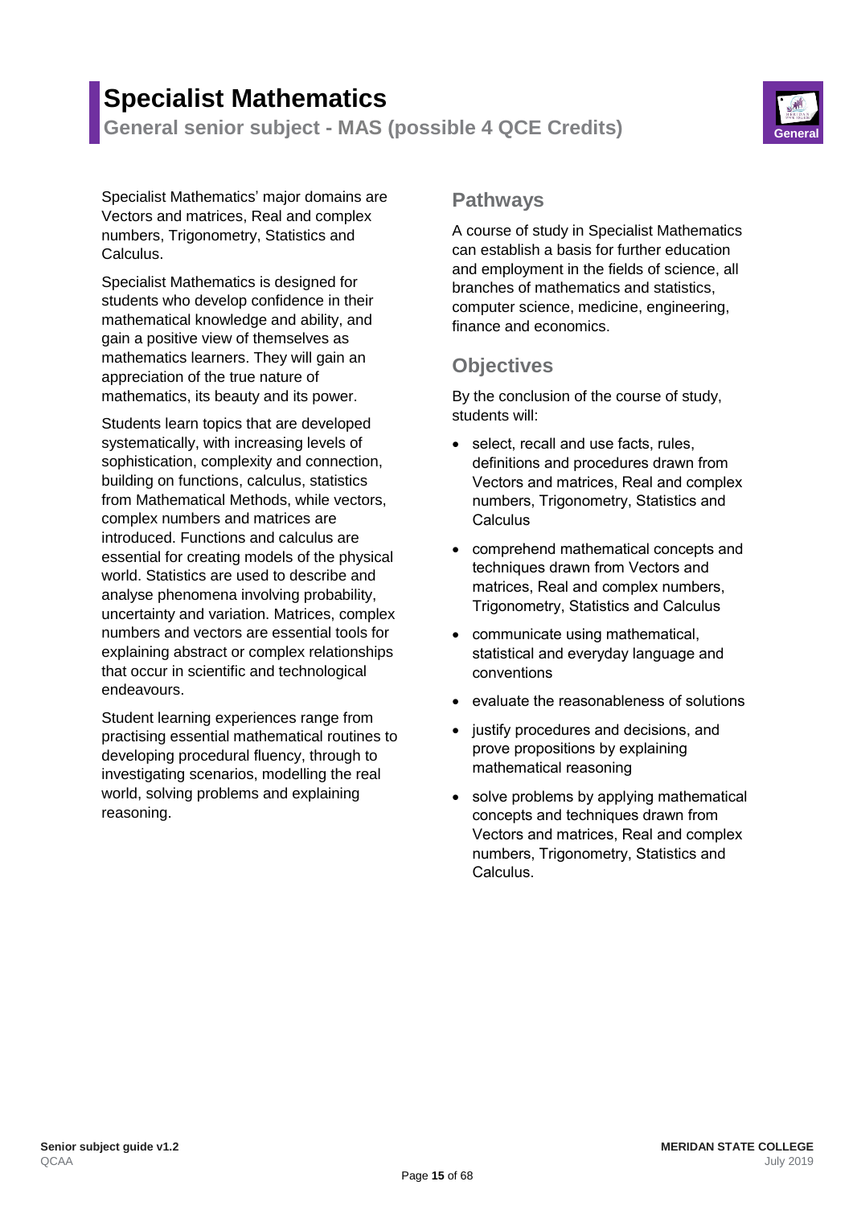# Specialist Mathematics

## General senior subject - MAS (possible 4 QCE Credits)

Specialist Mathematics' major domains are Vectors and matrices, Real and complex numbers, Trigonometry, Statistics and Calculus.

Specialist Mathematics is designed for students who develop confidence in their mathematical knowledge and ability, and gain a positive view of themselves as mathematics learners. They will gain an appreciation of the true nature of mathematics, its beauty and its power.

Students learn topics that are developed systematically, with increasing levels of sophistication, complexity and connection, building on functions, calculus, statistics from Mathematical Methods, while vectors, complex numbers and matrices are introduced. Functions and calculus are essential for creating models of the physical world. Statistics are used to describe and analyse phenomena involving probability, uncertainty and variation. Matrices, complex numbers and vectors are essential tools for explaining abstract or complex relationships that occur in scientific and technological endeavours.

Student learning experiences range from practising essential mathematical routines to developing procedural fluency, through to investigating scenarios, modelling the real world, solving problems and explaining reasoning.

## Pathways

A course of study in Specialist Mathematics can establish a basis for further education and employment in the fields of science, all branches of mathematics and statistics, computer science, medicine, engineering, finance and economics.

## Objectives

By the conclusion of the course of study, students will:

- select, recall and use facts, rules, definitions and procedures drawn from Vectors and matrices, Real and complex numbers, Trigonometry, Statistics and Calculus
- comprehend mathematical concepts and techniques drawn from Vectors and matrices, Real and complex numbers, Trigonometry, Statistics and Calculus
- communicate using mathematical, statistical and everyday language and conventions
- evaluate the reasonableness of solutions
- justify procedures and decisions, and prove propositions by explaining mathematical reasoning
- solve problems by applying mathematical concepts and techniques drawn from Vectors and matrices, Real and complex numbers, Trigonometry, Statistics and Calculus.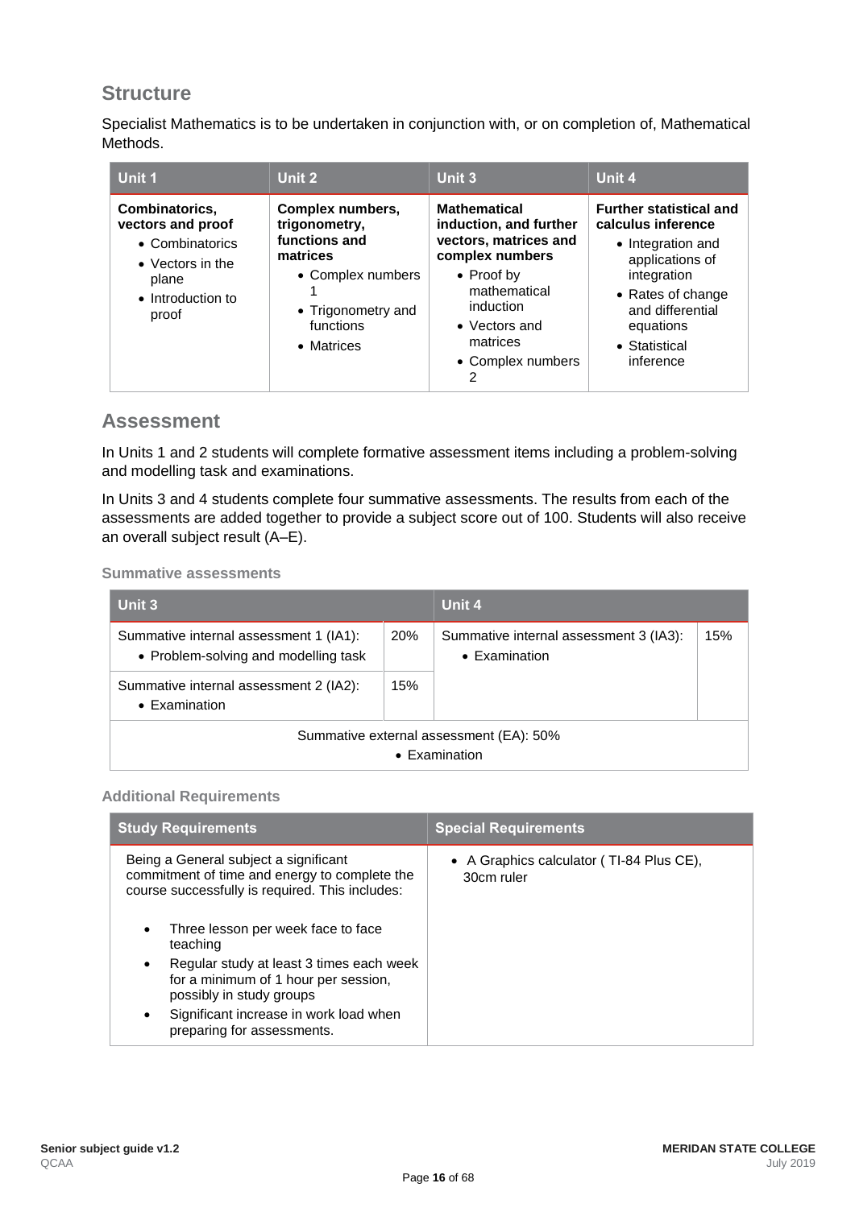## Structure

Specialist Mathematics is to be undertaken in conjunction with, or on completion of, Mathematical Methods.

| Unit 1 | Unit 2 | Unit 3 | Unit 4 |
|---|---|---|---|
| **Combinatorics, vectors and proof**<br>• Combinatorics<br>• Vectors in the plane<br>• Introduction to proof | **Complex numbers, trigonometry, functions and matrices**<br>• Complex numbers 1<br>• Trigonometry and functions<br>• Matrices | **Mathematical induction, and further vectors, matrices and complex numbers**<br>• Proof by mathematical induction<br>• Vectors and matrices<br>• Complex numbers 2 | **Further statistical and calculus inference**<br>• Integration and applications of integration<br>• Rates of change and differential equations<br>• Statistical inference |

## Assessment

In Units 1 and 2 students will complete formative assessment items including a problem-solving and modelling task and examinations.

In Units 3 and 4 students complete four summative assessments. The results from each of the assessments are added together to provide a subject score out of 100. Students will also receive an overall subject result (A–E).

#### Summative assessments

| Unit 3 | | Unit 4 | |
|---|---|---|---|
| Summative internal assessment 1 (IA1):<br>• Problem-solving and modelling task | 20% | Summative internal assessment 3 (IA3):<br>• Examination | 15% |
| Summative internal assessment 2 (IA2):<br>• Examination | 15% | | |
| Summative external assessment (EA): 50%<br>• Examination | | | |

#### Additional Requirements

| Study Requirements | Special Requirements |
|---|---|
| Being a General subject a significant commitment of time and energy to complete the course successfully is required. This includes:<br>• Three lesson per week face to face teaching<br>• Regular study at least 3 times each week for a minimum of 1 hour per session, possibly in study groups<br>• Significant increase in work load when preparing for assessments. | • A Graphics calculator ( TI-84 Plus CE), 30cm ruler |